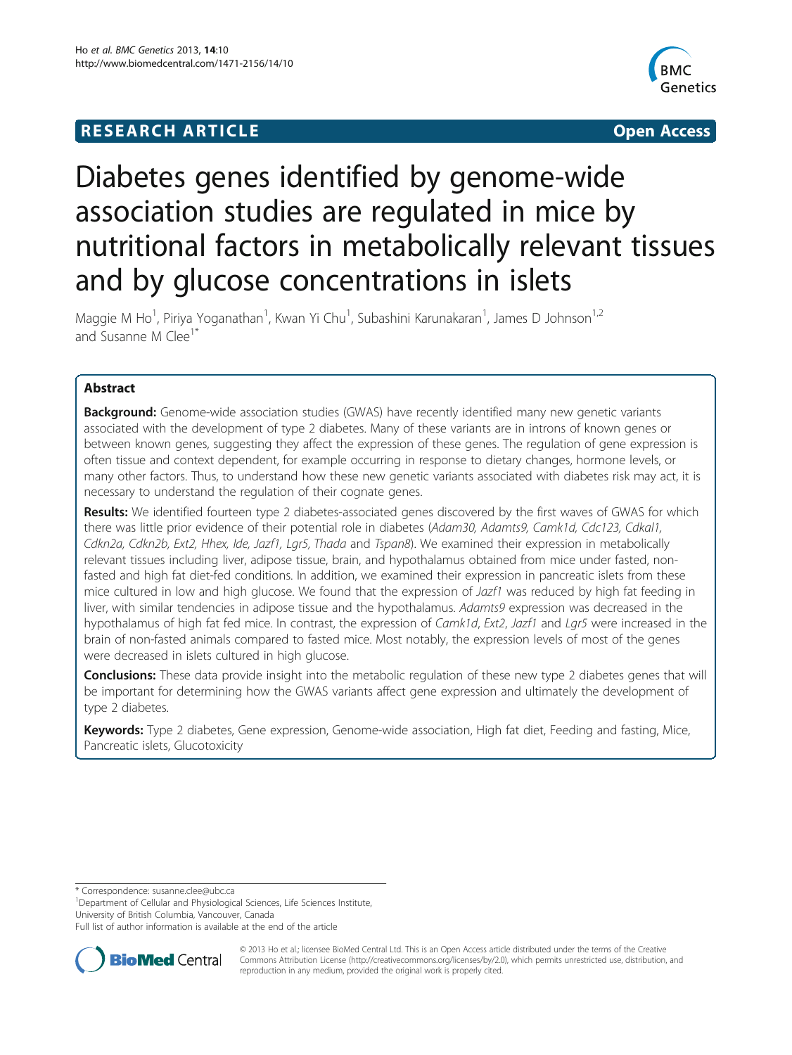**RESEARCH ARTICLE** **Open Access**

# Diabetes genes identified by genome-wide association studies are regulated in mice by nutritional factors in metabolically relevant tissues and by glucose concentrations in islets

Maggie M Ho[1], Piriya Yoganathan[1], Kwan Yi Chu[1], Subashini Karunakaran[1], James D Johnson[1,2] and Susanne M Clee[1*]

## Abstract

**Background:** Genome-wide association studies (GWAS) have recently identified many new genetic variants associated with the development of type 2 diabetes. Many of these variants are in introns of known genes or between known genes, suggesting they affect the expression of these genes. The regulation of gene expression is often tissue and context dependent, for example occurring in response to dietary changes, hormone levels, or many other factors. Thus, to understand how these new genetic variants associated with diabetes risk may act, it is necessary to understand the regulation of their cognate genes.

**Results:** We identified fourteen type 2 diabetes-associated genes discovered by the first waves of GWAS for which there was little prior evidence of their potential role in diabetes (*Adam30, Adamts9, Camk1d, Cdc123, Cdkal1, Cdkn2a, Cdkn2b, Ext2, Hhex, Ide, Jazf1, Lgr5, Thada* and *Tspan8*). We examined their expression in metabolically relevant tissues including liver, adipose tissue, brain, and hypothalamus obtained from mice under fasted, non-fasted and high fat diet-fed conditions. In addition, we examined their expression in pancreatic islets from these mice cultured in low and high glucose. We found that the expression of *Jazf1* was reduced by high fat feeding in liver, with similar tendencies in adipose tissue and the hypothalamus. *Adamts9* expression was decreased in the hypothalamus of high fat fed mice. In contrast, the expression of *Camk1d*, *Ext2*, *Jazf1* and *Lgr5* were increased in the brain of non-fasted animals compared to fasted mice. Most notably, the expression levels of most of the genes were decreased in islets cultured in high glucose.

**Conclusions:** These data provide insight into the metabolic regulation of these new type 2 diabetes genes that will be important for determining how the GWAS variants affect gene expression and ultimately the development of type 2 diabetes.

**Keywords:** Type 2 diabetes, Gene expression, Genome-wide association, High fat diet, Feeding and fasting, Mice, Pancreatic islets, Glucotoxicity

\* Correspondence: susanne.clee@ubc.ca
[1]Department of Cellular and Physiological Sciences, Life Sciences Institute, University of British Columbia, Vancouver, Canada
Full list of author information is available at the end of the article

© 2013 Ho et al.; licensee BioMed Central Ltd. This is an Open Access article distributed under the terms of the Creative Commons Attribution License (http://creativecommons.org/licenses/by/2.0), which permits unrestricted use, distribution, and reproduction in any medium, provided the original work is properly cited.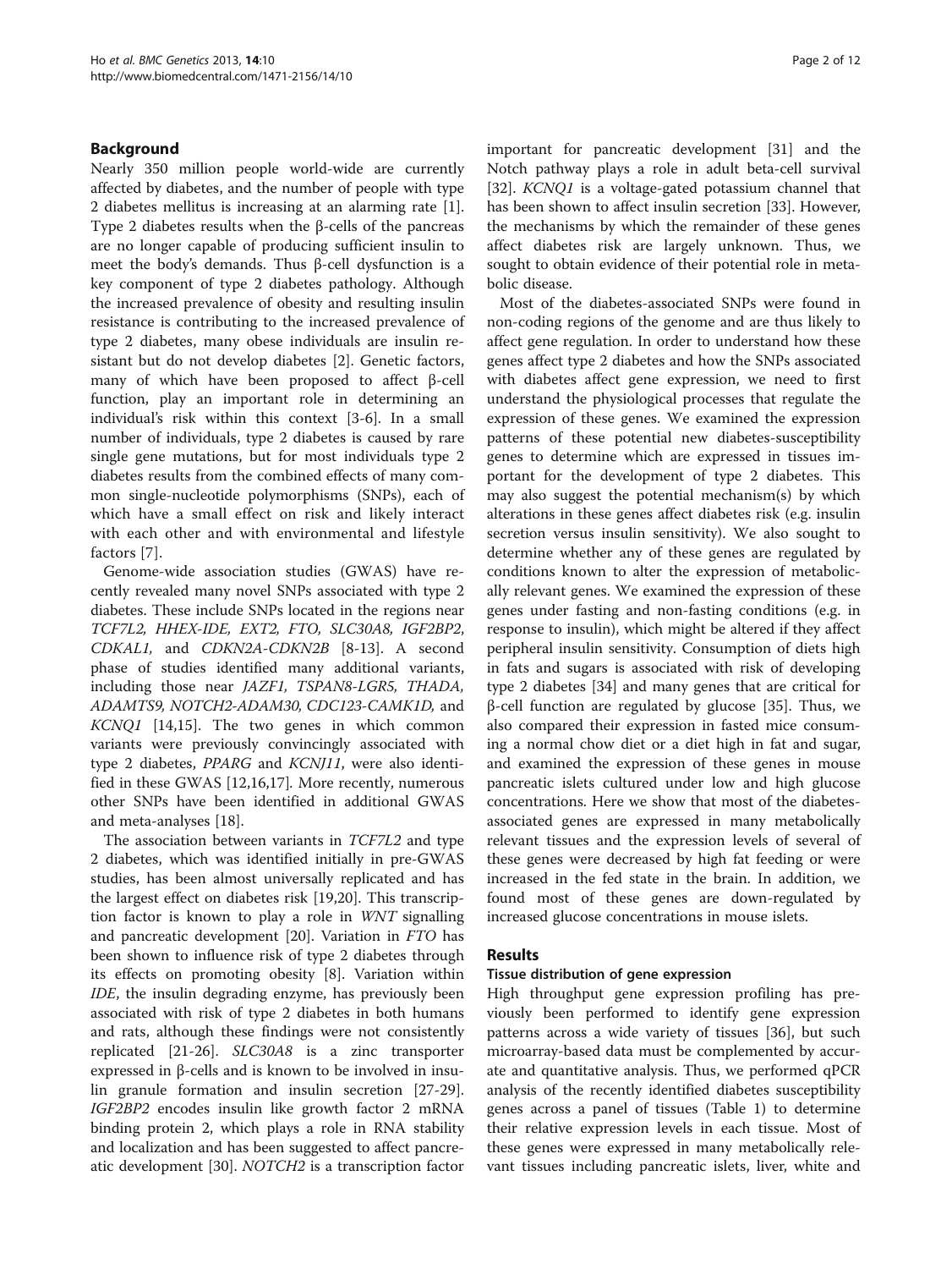## Background

Nearly 350 million people world-wide are currently affected by diabetes, and the number of people with type 2 diabetes mellitus is increasing at an alarming rate [1]. Type 2 diabetes results when the β-cells of the pancreas are no longer capable of producing sufficient insulin to meet the body's demands. Thus β-cell dysfunction is a key component of type 2 diabetes pathology. Although the increased prevalence of obesity and resulting insulin resistance is contributing to the increased prevalence of type 2 diabetes, many obese individuals are insulin resistant but do not develop diabetes [2]. Genetic factors, many of which have been proposed to affect β-cell function, play an important role in determining an individual's risk within this context [3-6]. In a small number of individuals, type 2 diabetes is caused by rare single gene mutations, but for most individuals type 2 diabetes results from the combined effects of many common single-nucleotide polymorphisms (SNPs), each of which have a small effect on risk and likely interact with each other and with environmental and lifestyle factors [7].

Genome-wide association studies (GWAS) have recently revealed many novel SNPs associated with type 2 diabetes. These include SNPs located in the regions near *TCF7L2, HHEX-IDE, EXT2, FTO, SLC30A8, IGF2BP2, CDKAL1,* and *CDKN2A-CDKN2B* [8-13]. A second phase of studies identified many additional variants, including those near *JAZF1, TSPAN8-LGR5, THADA, ADAMTS9, NOTCH2-ADAM30, CDC123-CAMK1D,* and *KCNQ1* [14,15]. The two genes in which common variants were previously convincingly associated with type 2 diabetes, *PPARG* and *KCNJ11*, were also identified in these GWAS [12,16,17]. More recently, numerous other SNPs have been identified in additional GWAS and meta-analyses [18].

The association between variants in *TCF7L2* and type 2 diabetes, which was identified initially in pre-GWAS studies, has been almost universally replicated and has the largest effect on diabetes risk [19,20]. This transcription factor is known to play a role in *WNT* signalling and pancreatic development [20]. Variation in *FTO* has been shown to influence risk of type 2 diabetes through its effects on promoting obesity [8]. Variation within *IDE*, the insulin degrading enzyme, has previously been associated with risk of type 2 diabetes in both humans and rats, although these findings were not consistently replicated [21-26]. *SLC30A8* is a zinc transporter expressed in β-cells and is known to be involved in insulin granule formation and insulin secretion [27-29]. *IGF2BP2* encodes insulin like growth factor 2 mRNA binding protein 2, which plays a role in RNA stability and localization and has been suggested to affect pancreatic development [30]. *NOTCH2* is a transcription factor important for pancreatic development [31] and the Notch pathway plays a role in adult beta-cell survival [32]. *KCNQ1* is a voltage-gated potassium channel that has been shown to affect insulin secretion [33]. However, the mechanisms by which the remainder of these genes affect diabetes risk are largely unknown. Thus, we sought to obtain evidence of their potential role in metabolic disease.

Most of the diabetes-associated SNPs were found in non-coding regions of the genome and are thus likely to affect gene regulation. In order to understand how these genes affect type 2 diabetes and how the SNPs associated with diabetes affect gene expression, we need to first understand the physiological processes that regulate the expression of these genes. We examined the expression patterns of these potential new diabetes-susceptibility genes to determine which are expressed in tissues important for the development of type 2 diabetes. This may also suggest the potential mechanism(s) by which alterations in these genes affect diabetes risk (e.g. insulin secretion versus insulin sensitivity). We also sought to determine whether any of these genes are regulated by conditions known to alter the expression of metabolically relevant genes. We examined the expression of these genes under fasting and non-fasting conditions (e.g. in response to insulin), which might be altered if they affect peripheral insulin sensitivity. Consumption of diets high in fats and sugars is associated with risk of developing type 2 diabetes [34] and many genes that are critical for β-cell function are regulated by glucose [35]. Thus, we also compared their expression in fasted mice consuming a normal chow diet or a diet high in fat and sugar, and examined the expression of these genes in mouse pancreatic islets cultured under low and high glucose concentrations. Here we show that most of the diabetes-associated genes are expressed in many metabolically relevant tissues and the expression levels of several of these genes were decreased by high fat feeding or were increased in the fed state in the brain. In addition, we found most of these genes are down-regulated by increased glucose concentrations in mouse islets.

## Results

### Tissue distribution of gene expression

High throughput gene expression profiling has previously been performed to identify gene expression patterns across a wide variety of tissues [36], but such microarray-based data must be complemented by accurate and quantitative analysis. Thus, we performed qPCR analysis of the recently identified diabetes susceptibility genes across a panel of tissues (Table 1) to determine their relative expression levels in each tissue. Most of these genes were expressed in many metabolically relevant tissues including pancreatic islets, liver, white and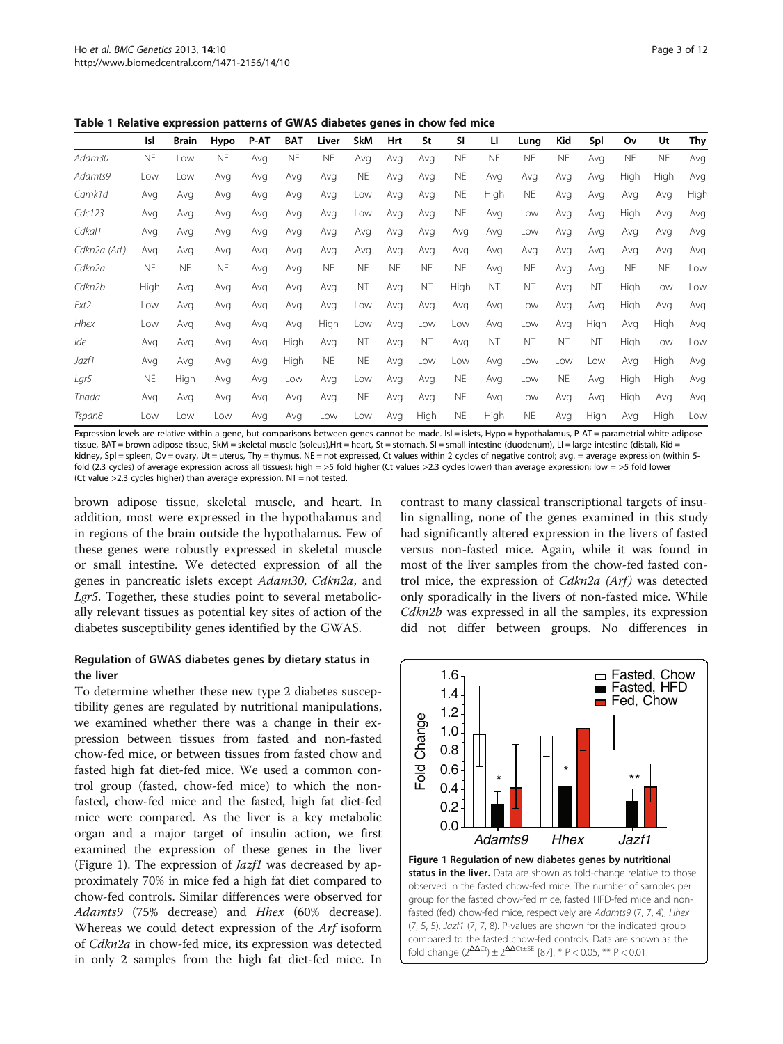**Table 1 Relative expression patterns of GWAS diabetes genes in chow fed mice**

| | Isl | Brain | Hypo | P-AT | BAT | Liver | SkM | Hrt | St | SI | LI | Lung | Kid | Spl | Ov | Ut | Thy |
|---|---|---|---|---|---|---|---|---|---|---|---|---|---|---|---|---|---|
| *Adam30* | NE | Low | NE | Avg | NE | NE | Avg | Avg | Avg | NE | NE | NE | NE | Avg | NE | NE | Avg |
| *Adamts9* | Low | Low | Avg | Avg | Avg | Avg | NE | Avg | Avg | NE | Avg | Avg | Avg | Avg | High | High | Avg |
| *Camk1d* | Avg | Avg | Avg | Avg | Avg | Avg | Low | Avg | Avg | NE | High | NE | Avg | Avg | Avg | Avg | High |
| *Cdc123* | Avg | Avg | Avg | Avg | Avg | Avg | Low | Avg | Avg | NE | Avg | Low | Avg | Avg | High | Avg | Avg |
| *Cdkal1* | Avg | Avg | Avg | Avg | Avg | Avg | Avg | Avg | Avg | Avg | Avg | Low | Avg | Avg | Avg | Avg | Avg |
| *Cdkn2a (Arf)* | Avg | Avg | Avg | Avg | Avg | Avg | Avg | Avg | Avg | Avg | Avg | Avg | Avg | Avg | Avg | Avg | Avg |
| *Cdkn2a* | NE | NE | NE | Avg | Avg | NE | NE | NE | NE | NE | Avg | NE | Avg | Avg | NE | NE | Low |
| *Cdkn2b* | High | Avg | Avg | Avg | Avg | Avg | NT | Avg | NT | High | NT | NT | Avg | NT | High | Low | Low |
| *Ext2* | Low | Avg | Avg | Avg | Avg | Avg | Low | Avg | Avg | Avg | Avg | Low | Avg | Avg | High | Avg | Avg |
| *Hhex* | Low | Avg | Avg | Avg | Avg | High | Low | Avg | Low | Low | Avg | Low | Avg | High | Avg | High | Avg |
| *Ide* | Avg | Avg | Avg | Avg | High | Avg | NT | Avg | NT | Avg | NT | NT | NT | NT | High | Low | Low |
| *Jazf1* | Avg | Avg | Avg | Avg | High | NE | NE | Avg | Low | Low | Avg | Low | Low | Low | Avg | High | Avg |
| *Lgr5* | NE | High | Avg | Avg | Low | Avg | Low | Avg | Avg | NE | Avg | Low | NE | Avg | High | High | Avg |
| *Thada* | Avg | Avg | Avg | Avg | Avg | Avg | NE | Avg | Avg | NE | Avg | Low | Avg | Avg | High | Avg | Avg |
| *Tspan8* | Low | Low | Low | Avg | Avg | Low | Low | Avg | High | NE | High | NE | Avg | High | Avg | High | Low |

Expression levels are relative within a gene, but comparisons between genes cannot be made. Isl = islets, Hypo = hypothalamus, P-AT = parametrial white adipose tissue, BAT = brown adipose tissue, SkM = skeletal muscle (soleus),Hrt = heart, St = stomach, SI = small intestine (duodenum), LI = large intestine (distal), Kid = kidney, Spl = spleen, Ov = ovary, Ut = uterus, Thy = thymus. NE = not expressed, Ct values within 2 cycles of negative control; avg. = average expression (within 5-fold (2.3 cycles) of average expression across all tissues); high = >5 fold higher (Ct values >2.3 cycles lower) than average expression; low = >5 fold lower (Ct value >2.3 cycles higher) than average expression. NT = not tested.

brown adipose tissue, skeletal muscle, and heart. In addition, most were expressed in the hypothalamus and in regions of the brain outside the hypothalamus. Few of these genes were robustly expressed in skeletal muscle or small intestine. We detected expression of all the genes in pancreatic islets except *Adam30*, *Cdkn2a*, and *Lgr5*. Together, these studies point to several metabolically relevant tissues as potential key sites of action of the diabetes susceptibility genes identified by the GWAS.

### Regulation of GWAS diabetes genes by dietary status in the liver

To determine whether these new type 2 diabetes susceptibility genes are regulated by nutritional manipulations, we examined whether there was a change in their expression between tissues from fasted and non-fasted chow-fed mice, or between tissues from fasted chow and fasted high fat diet-fed mice. We used a common control group (fasted, chow-fed mice) to which the non-fasted, chow-fed mice and the fasted, high fat diet-fed mice were compared. As the liver is a key metabolic organ and a major target of insulin action, we first examined the expression of these genes in the liver (Figure 1). The expression of *Jazf1* was decreased by approximately 70% in mice fed a high fat diet compared to chow-fed controls. Similar differences were observed for *Adamts9* (75% decrease) and *Hhex* (60% decrease). Whereas we could detect expression of the *Arf* isoform of *Cdkn2a* in chow-fed mice, its expression was detected in only 2 samples from the high fat diet-fed mice. In contrast to many classical transcriptional targets of insulin signalling, none of the genes examined in this study had significantly altered expression in the livers of fasted versus non-fasted mice. Again, while it was found in most of the liver samples from the chow-fed fasted control mice, the expression of *Cdkn2a (Arf)* was detected only sporadically in the livers of non-fasted mice. While *Cdkn2b* was expressed in all the samples, its expression did not differ between groups. No differences in

**Figure 1 Regulation of new diabetes genes by nutritional status in the liver.** Data are shown as fold-change relative to those observed in the fasted chow-fed mice. The number of samples per group for the fasted chow-fed mice, fasted HFD-fed mice and non-fasted (fed) chow-fed mice, respectively are *Adamts9* (7, 7, 4), *Hhex* (7, 5, 5), *Jazf1* (7, 7, 8). P-values are shown for the indicated group compared to the fasted chow-fed controls. Data are shown as the fold change ($2^{\Delta\Delta Ct}$) ± $2^{\Delta\Delta Ct \pm SE}$ [87]. * P < 0.05, ** P < 0.01.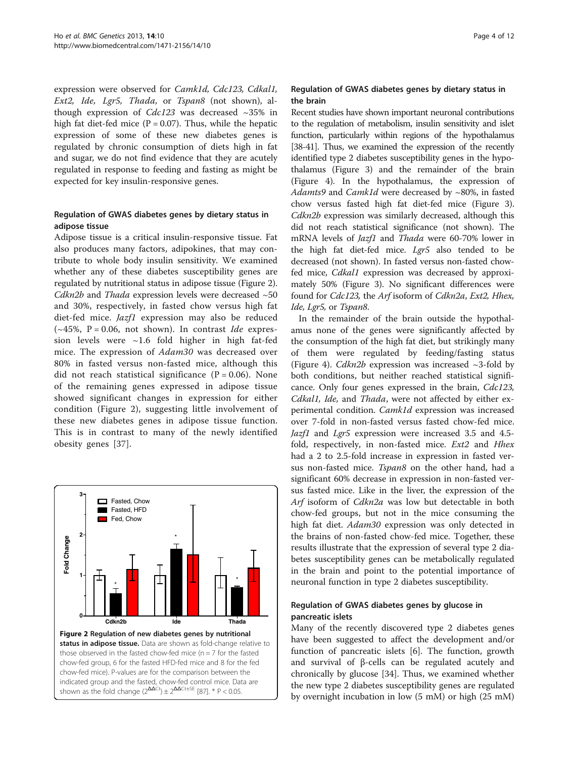expression were observed for *Camk1d, Cdc123, Cdkal1, Ext2, Ide, Lgr5, Thada,* or *Tspan8* (not shown), although expression of *Cdc123* was decreased ~35% in high fat diet-fed mice (P = 0.07). Thus, while the hepatic expression of some of these new diabetes genes is regulated by chronic consumption of diets high in fat and sugar, we do not find evidence that they are acutely regulated in response to feeding and fasting as might be expected for key insulin-responsive genes.

### Regulation of GWAS diabetes genes by dietary status in adipose tissue

Adipose tissue is a critical insulin-responsive tissue. Fat also produces many factors, adipokines, that may contribute to whole body insulin sensitivity. We examined whether any of these diabetes susceptibility genes are regulated by nutritional status in adipose tissue (Figure 2). *Cdkn2b* and *Thada* expression levels were decreased ~50 and 30%, respectively, in fasted chow versus high fat diet-fed mice. *Jazf1* expression may also be reduced (~45%, P = 0.06, not shown). In contrast *Ide* expression levels were ~1.6 fold higher in high fat-fed mice. The expression of *Adam30* was decreased over 80% in fasted versus non-fasted mice, although this did not reach statistical significance (P = 0.06). None of the remaining genes expressed in adipose tissue showed significant changes in expression for either condition (Figure 2), suggesting little involvement of these new diabetes genes in adipose tissue function. This is in contrast to many of the newly identified obesity genes [37].

**Figure 2 Regulation of new diabetes genes by nutritional status in adipose tissue.** Data are shown as fold-change relative to those observed in the fasted chow-fed mice (n = 7 for the fasted chow-fed group, 6 for the fasted HFD-fed mice and 8 for the fed chow-fed mice). P-values are for the comparison between the indicated group and the fasted, chow-fed control mice. Data are shown as the fold change ($2^{\Delta\Delta Ct}$) ± $2^{\Delta\Delta Ct \pm SE}$ [87]. * P < 0.05.

### Regulation of GWAS diabetes genes by dietary status in the brain

Recent studies have shown important neuronal contributions to the regulation of metabolism, insulin sensitivity and islet function, particularly within regions of the hypothalamus [38-41]. Thus, we examined the expression of the recently identified type 2 diabetes susceptibility genes in the hypothalamus (Figure 3) and the remainder of the brain (Figure 4). In the hypothalamus, the expression of *Adamts9* and *Camk1d* were decreased by ~80%, in fasted chow versus fasted high fat diet-fed mice (Figure 3). *Cdkn2b* expression was similarly decreased, although this did not reach statistical significance (not shown). The mRNA levels of *Jazf1* and *Thada* were 60-70% lower in the high fat diet-fed mice. *Lgr5* also tended to be decreased (not shown). In fasted versus non-fasted chow-fed mice, *Cdkal1* expression was decreased by approximately 50% (Figure 3). No significant differences were found for *Cdc123,* the *Arf* isoform of *Cdkn2a*, *Ext2, Hhex, Ide, Lgr5,* or *Tspan8*.

In the remainder of the brain outside the hypothalamus none of the genes were significantly affected by the consumption of the high fat diet, but strikingly many of them were regulated by feeding/fasting status (Figure 4). *Cdkn2b* expression was increased ~3-fold by both conditions, but neither reached statistical significance. Only four genes expressed in the brain, *Cdc123, Cdkal1, Ide,* and *Thada*, were not affected by either experimental condition. *Camk1d* expression was increased over 7-fold in non-fasted versus fasted chow-fed mice. *Jazf1* and *Lgr5* expression were increased 3.5 and 4.5-fold, respectively, in non-fasted mice. *Ext2* and *Hhex* had a 2 to 2.5-fold increase in expression in fasted versus non-fasted mice. *Tspan8* on the other hand, had a significant 60% decrease in expression in non-fasted versus fasted mice. Like in the liver, the expression of the *Arf* isoform of *Cdkn2a* was low but detectable in both chow-fed groups, but not in the mice consuming the high fat diet. *Adam30* expression was only detected in the brains of non-fasted chow-fed mice. Together, these results illustrate that the expression of several type 2 diabetes susceptibility genes can be metabolically regulated in the brain and point to the potential importance of neuronal function in type 2 diabetes susceptibility.

### Regulation of GWAS diabetes genes by glucose in pancreatic islets

Many of the recently discovered type 2 diabetes genes have been suggested to affect the development and/or function of pancreatic islets [6]. The function, growth and survival of β-cells can be regulated acutely and chronically by glucose [34]. Thus, we examined whether the new type 2 diabetes susceptibility genes are regulated by overnight incubation in low (5 mM) or high (25 mM)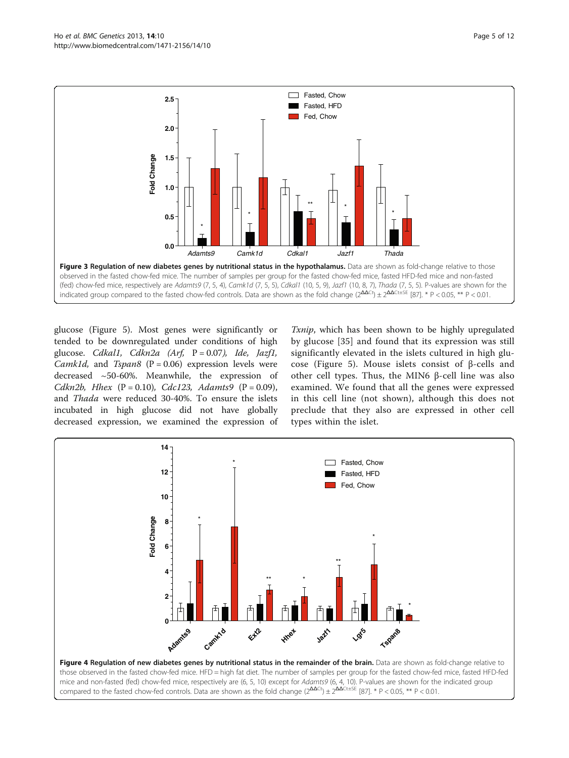**Figure 3 Regulation of new diabetes genes by nutritional status in the hypothalamus.** Data are shown as fold-change relative to those observed in the fasted chow-fed mice. The number of samples per group for the fasted chow-fed mice, fasted HFD-fed mice and non-fasted (fed) chow-fed mice, respectively are *Adamts9* (7, 5, 4), *Camk1d* (7, 5, 5), *Cdkal1* (10, 5, 9), *Jazf1* (10, 8, 7), *Thada* (7, 5, 5). P-values are shown for the indicated group compared to the fasted chow-fed controls. Data are shown as the fold change ($2^{\Delta\Delta Ct}$) ± $2^{\Delta\Delta Ct \pm SE}$ [87]. * P < 0.05, ** P < 0.01.

glucose (Figure 5). Most genes were significantly or tended to be downregulated under conditions of high glucose. *Cdkal1, Cdkn2a (Arf,* P = 0.07*), Ide, Jazf1, Camk1d,* and *Tspan8* (P = 0.06) expression levels were decreased ~50-60%. Meanwhile, the expression of *Cdkn2b, Hhex* (P = 0.10), *Cdc123, Adamts9* (P = 0.09), and *Thada* were reduced 30-40%. To ensure the islets incubated in high glucose did not have globally decreased expression, we examined the expression of *Txnip*, which has been shown to be highly upregulated by glucose [35] and found that its expression was still significantly elevated in the islets cultured in high glucose (Figure 5). Mouse islets consist of β-cells and other cell types. Thus, the MIN6 β-cell line was also examined. We found that all the genes were expressed in this cell line (not shown), although this does not preclude that they also are expressed in other cell types within the islet.

**Figure 4 Regulation of new diabetes genes by nutritional status in the remainder of the brain.** Data are shown as fold-change relative to those observed in the fasted chow-fed mice. HFD = high fat diet. The number of samples per group for the fasted chow-fed mice, fasted HFD-fed mice and non-fasted (fed) chow-fed mice, respectively are (6, 5, 10) except for *Adamts9* (6, 4, 10). P-values are shown for the indicated group compared to the fasted chow-fed controls. Data are shown as the fold change ($2^{\Delta\Delta Ct}$) ± $2^{\Delta\Delta Ct \pm SE}$ [87]. * P < 0.05, ** P < 0.01.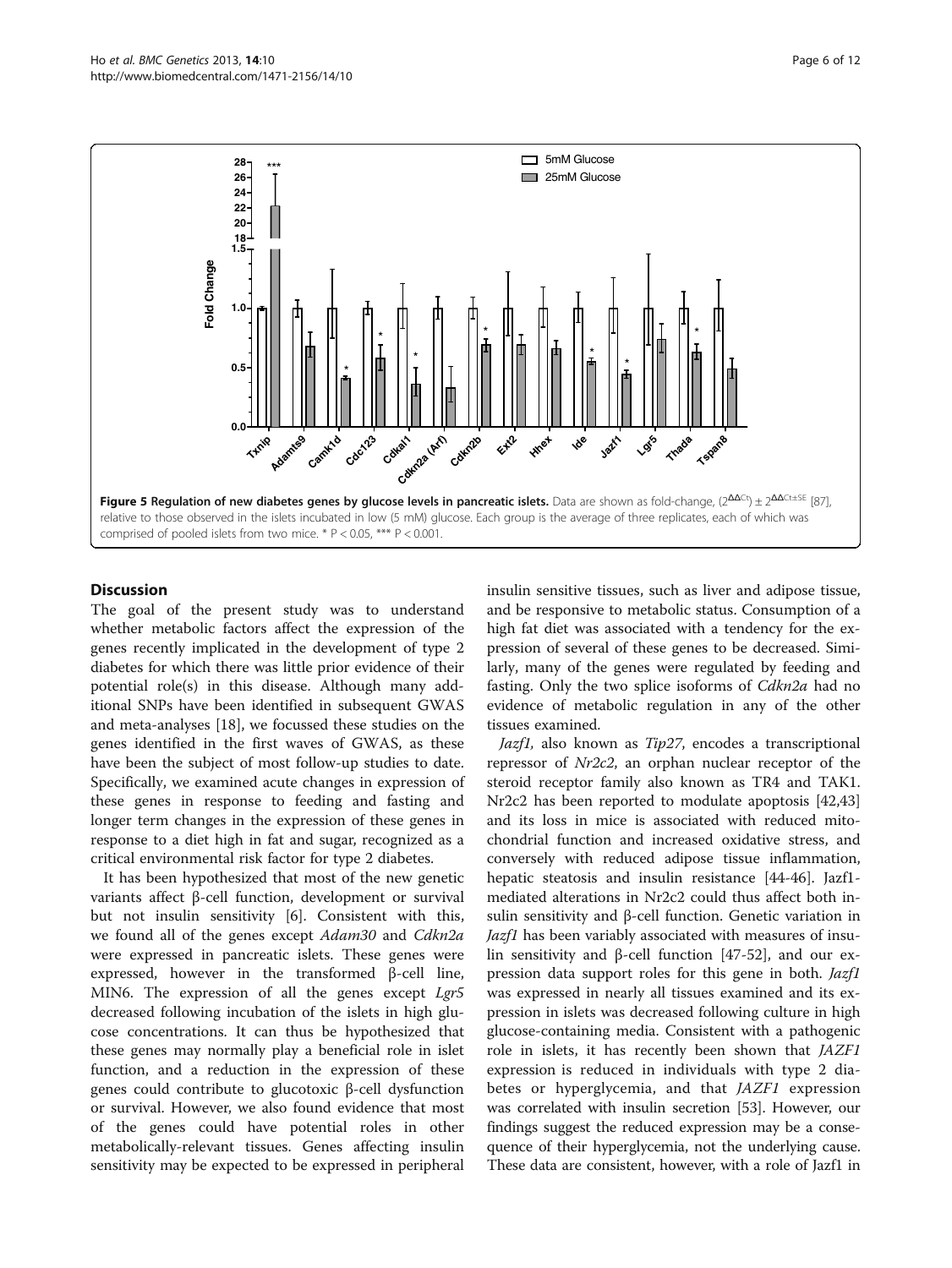**Figure 5 Regulation of new diabetes genes by glucose levels in pancreatic islets.** Data are shown as fold-change, ($2^{\Delta\Delta Ct}$) ± $2^{\Delta\Delta Ct \pm SE}$ [87], relative to those observed in the islets incubated in low (5 mM) glucose. Each group is the average of three replicates, each of which was comprised of pooled islets from two mice. * P < 0.05, *** P < 0.001.

## Discussion

The goal of the present study was to understand whether metabolic factors affect the expression of the genes recently implicated in the development of type 2 diabetes for which there was little prior evidence of their potential role(s) in this disease. Although many additional SNPs have been identified in subsequent GWAS and meta-analyses [18], we focussed these studies on the genes identified in the first waves of GWAS, as these have been the subject of most follow-up studies to date. Specifically, we examined acute changes in expression of these genes in response to feeding and fasting and longer term changes in the expression of these genes in response to a diet high in fat and sugar, recognized as a critical environmental risk factor for type 2 diabetes.

It has been hypothesized that most of the new genetic variants affect β-cell function, development or survival but not insulin sensitivity [6]. Consistent with this, we found all of the genes except *Adam30* and *Cdkn2a* were expressed in pancreatic islets. These genes were expressed, however in the transformed β-cell line, MIN6. The expression of all the genes except *Lgr5* decreased following incubation of the islets in high glucose concentrations. It can thus be hypothesized that these genes may normally play a beneficial role in islet function, and a reduction in the expression of these genes could contribute to glucotoxic β-cell dysfunction or survival. However, we also found evidence that most of the genes could have potential roles in other metabolically-relevant tissues. Genes affecting insulin sensitivity may be expected to be expressed in peripheral insulin sensitive tissues, such as liver and adipose tissue, and be responsive to metabolic status. Consumption of a high fat diet was associated with a tendency for the expression of several of these genes to be decreased. Similarly, many of the genes were regulated by feeding and fasting. Only the two splice isoforms of *Cdkn2a* had no evidence of metabolic regulation in any of the other tissues examined.

*Jazf1*, also known as *Tip27*, encodes a transcriptional repressor of *Nr2c2*, an orphan nuclear receptor of the steroid receptor family also known as TR4 and TAK1. Nr2c2 has been reported to modulate apoptosis [42,43] and its loss in mice is associated with reduced mitochondrial function and increased oxidative stress, and conversely with reduced adipose tissue inflammation, hepatic steatosis and insulin resistance [44-46]. Jazf1-mediated alterations in Nr2c2 could thus affect both insulin sensitivity and β-cell function. Genetic variation in *Jazf1* has been variably associated with measures of insulin sensitivity and β-cell function [47-52], and our expression data support roles for this gene in both. *Jazf1* was expressed in nearly all tissues examined and its expression in islets was decreased following culture in high glucose-containing media. Consistent with a pathogenic role in islets, it has recently been shown that *JAZF1* expression is reduced in individuals with type 2 diabetes or hyperglycemia, and that *JAZF1* expression was correlated with insulin secretion [53]. However, our findings suggest the reduced expression may be a consequence of their hyperglycemia, not the underlying cause. These data are consistent, however, with a role of Jazf1 in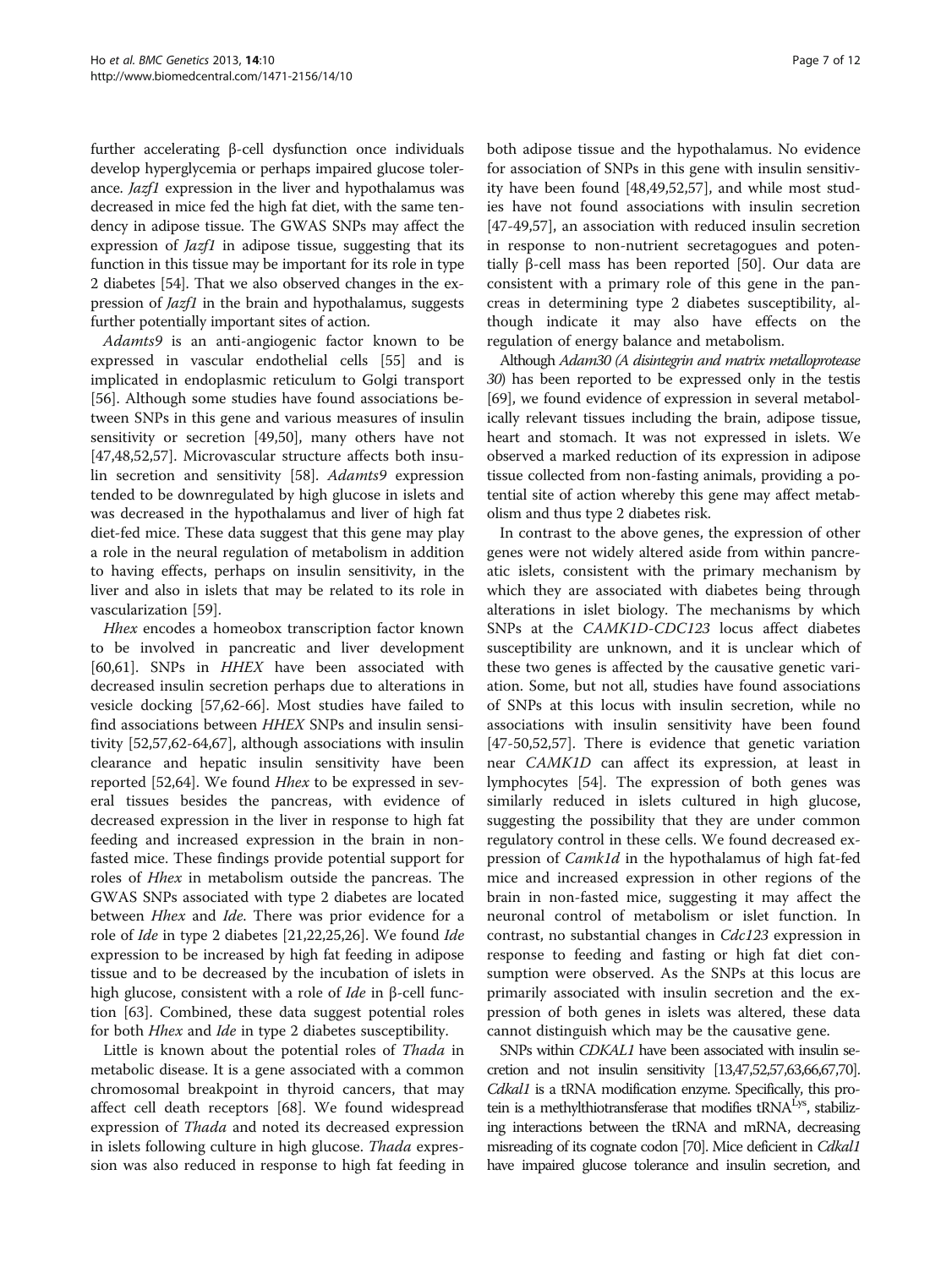further accelerating β-cell dysfunction once individuals develop hyperglycemia or perhaps impaired glucose tolerance. *Jazf1* expression in the liver and hypothalamus was decreased in mice fed the high fat diet, with the same tendency in adipose tissue. The GWAS SNPs may affect the expression of *Jazf1* in adipose tissue, suggesting that its function in this tissue may be important for its role in type 2 diabetes [54]. That we also observed changes in the expression of *Jazf1* in the brain and hypothalamus, suggests further potentially important sites of action.

*Adamts9* is an anti-angiogenic factor known to be expressed in vascular endothelial cells [55] and is implicated in endoplasmic reticulum to Golgi transport [56]. Although some studies have found associations between SNPs in this gene and various measures of insulin sensitivity or secretion [49,50], many others have not [47,48,52,57]. Microvascular structure affects both insulin secretion and sensitivity [58]. *Adamts9* expression tended to be downregulated by high glucose in islets and was decreased in the hypothalamus and liver of high fat diet-fed mice. These data suggest that this gene may play a role in the neural regulation of metabolism in addition to having effects, perhaps on insulin sensitivity, in the liver and also in islets that may be related to its role in vascularization [59].

*Hhex* encodes a homeobox transcription factor known to be involved in pancreatic and liver development [60,61]. SNPs in *HHEX* have been associated with decreased insulin secretion perhaps due to alterations in vesicle docking [57,62-66]. Most studies have failed to find associations between *HHEX* SNPs and insulin sensitivity [52,57,62-64,67], although associations with insulin clearance and hepatic insulin sensitivity have been reported [52,64]. We found *Hhex* to be expressed in several tissues besides the pancreas, with evidence of decreased expression in the liver in response to high fat feeding and increased expression in the brain in non-fasted mice. These findings provide potential support for roles of *Hhex* in metabolism outside the pancreas. The GWAS SNPs associated with type 2 diabetes are located between *Hhex* and *Ide*. There was prior evidence for a role of *Ide* in type 2 diabetes [21,22,25,26]. We found *Ide* expression to be increased by high fat feeding in adipose tissue and to be decreased by the incubation of islets in high glucose, consistent with a role of *Ide* in β-cell function [63]. Combined, these data suggest potential roles for both *Hhex* and *Ide* in type 2 diabetes susceptibility.

Little is known about the potential roles of *Thada* in metabolic disease. It is a gene associated with a common chromosomal breakpoint in thyroid cancers, that may affect cell death receptors [68]. We found widespread expression of *Thada* and noted its decreased expression in islets following culture in high glucose. *Thada* expression was also reduced in response to high fat feeding in both adipose tissue and the hypothalamus. No evidence for association of SNPs in this gene with insulin sensitivity have been found [48,49,52,57], and while most studies have not found associations with insulin secretion [47-49,57], an association with reduced insulin secretion in response to non-nutrient secretagogues and potentially β-cell mass has been reported [50]. Our data are consistent with a primary role of this gene in the pancreas in determining type 2 diabetes susceptibility, although indicate it may also have effects on the regulation of energy balance and metabolism.

Although *Adam30 (A disintegrin and matrix metalloprotease 30)* has been reported to be expressed only in the testis [69], we found evidence of expression in several metabolically relevant tissues including the brain, adipose tissue, heart and stomach. It was not expressed in islets. We observed a marked reduction of its expression in adipose tissue collected from non-fasting animals, providing a potential site of action whereby this gene may affect metabolism and thus type 2 diabetes risk.

In contrast to the above genes, the expression of other genes were not widely altered aside from within pancreatic islets, consistent with the primary mechanism by which they are associated with diabetes being through alterations in islet biology. The mechanisms by which SNPs at the *CAMK1D-CDC123* locus affect diabetes susceptibility are unknown, and it is unclear which of these two genes is affected by the causative genetic variation. Some, but not all, studies have found associations of SNPs at this locus with insulin secretion, while no associations with insulin sensitivity have been found [47-50,52,57]. There is evidence that genetic variation near *CAMK1D* can affect its expression, at least in lymphocytes [54]. The expression of both genes was similarly reduced in islets cultured in high glucose, suggesting the possibility that they are under common regulatory control in these cells. We found decreased expression of *Camk1d* in the hypothalamus of high fat-fed mice and increased expression in other regions of the brain in non-fasted mice, suggesting it may affect the neuronal control of metabolism or islet function. In contrast, no substantial changes in *Cdc123* expression in response to feeding and fasting or high fat diet consumption were observed. As the SNPs at this locus are primarily associated with insulin secretion and the expression of both genes in islets was altered, these data cannot distinguish which may be the causative gene.

SNPs within *CDKAL1* have been associated with insulin secretion and not insulin sensitivity [13,47,52,57,63,66,67,70]. *Cdkal1* is a tRNA modification enzyme. Specifically, this protein is a methylthiotransferase that modifies $tRNA^{Lys}$, stabilizing interactions between the tRNA and mRNA, decreasing misreading of its cognate codon [70]. Mice deficient in *Cdkal1* have impaired glucose tolerance and insulin secretion, and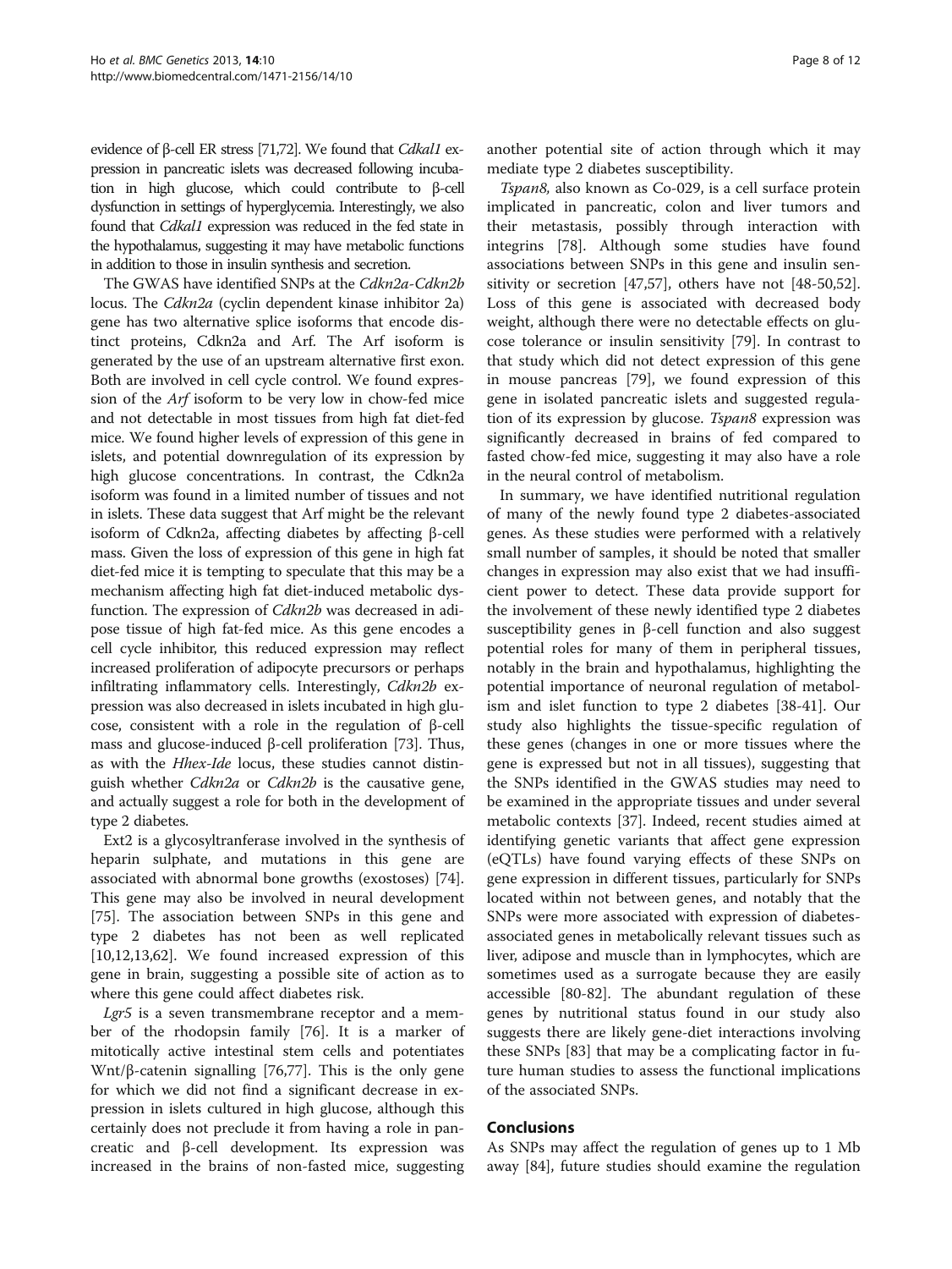evidence of β-cell ER stress [71,72]. We found that *Cdkal1* expression in pancreatic islets was decreased following incubation in high glucose, which could contribute to β-cell dysfunction in settings of hyperglycemia. Interestingly, we also found that *Cdkal1* expression was reduced in the fed state in the hypothalamus, suggesting it may have metabolic functions in addition to those in insulin synthesis and secretion.

The GWAS have identified SNPs at the *Cdkn2a-Cdkn2b* locus. The *Cdkn2a* (cyclin dependent kinase inhibitor 2a) gene has two alternative splice isoforms that encode distinct proteins, Cdkn2a and Arf. The Arf isoform is generated by the use of an upstream alternative first exon. Both are involved in cell cycle control. We found expression of the *Arf* isoform to be very low in chow-fed mice and not detectable in most tissues from high fat diet-fed mice. We found higher levels of expression of this gene in islets, and potential downregulation of its expression by high glucose concentrations. In contrast, the Cdkn2a isoform was found in a limited number of tissues and not in islets. These data suggest that Arf might be the relevant isoform of Cdkn2a, affecting diabetes by affecting β-cell mass. Given the loss of expression of this gene in high fat diet-fed mice it is tempting to speculate that this may be a mechanism affecting high fat diet-induced metabolic dysfunction. The expression of *Cdkn2b* was decreased in adipose tissue of high fat-fed mice. As this gene encodes a cell cycle inhibitor, this reduced expression may reflect increased proliferation of adipocyte precursors or perhaps infiltrating inflammatory cells. Interestingly, *Cdkn2b* expression was also decreased in islets incubated in high glucose, consistent with a role in the regulation of β-cell mass and glucose-induced β-cell proliferation [73]. Thus, as with the *Hhex-Ide* locus, these studies cannot distinguish whether *Cdkn2a* or *Cdkn2b* is the causative gene, and actually suggest a role for both in the development of type 2 diabetes.

Ext2 is a glycosyltranferase involved in the synthesis of heparin sulphate, and mutations in this gene are associated with abnormal bone growths (exostoses) [74]. This gene may also be involved in neural development [75]. The association between SNPs in this gene and type 2 diabetes has not been as well replicated [10,12,13,62]. We found increased expression of this gene in brain, suggesting a possible site of action as to where this gene could affect diabetes risk.

*Lgr5* is a seven transmembrane receptor and a member of the rhodopsin family [76]. It is a marker of mitotically active intestinal stem cells and potentiates Wnt/β-catenin signalling [76,77]. This is the only gene for which we did not find a significant decrease in expression in islets cultured in high glucose, although this certainly does not preclude it from having a role in pancreatic and β-cell development. Its expression was increased in the brains of non-fasted mice, suggesting another potential site of action through which it may mediate type 2 diabetes susceptibility.

*Tspan8,* also known as Co-029, is a cell surface protein implicated in pancreatic, colon and liver tumors and their metastasis, possibly through interaction with integrins [78]. Although some studies have found associations between SNPs in this gene and insulin sensitivity or secretion [47,57], others have not [48-50,52]. Loss of this gene is associated with decreased body weight, although there were no detectable effects on glucose tolerance or insulin sensitivity [79]. In contrast to that study which did not detect expression of this gene in mouse pancreas [79], we found expression of this gene in isolated pancreatic islets and suggested regulation of its expression by glucose. *Tspan8* expression was significantly decreased in brains of fed compared to fasted chow-fed mice, suggesting it may also have a role in the neural control of metabolism.

In summary, we have identified nutritional regulation of many of the newly found type 2 diabetes-associated genes. As these studies were performed with a relatively small number of samples, it should be noted that smaller changes in expression may also exist that we had insufficient power to detect. These data provide support for the involvement of these newly identified type 2 diabetes susceptibility genes in β-cell function and also suggest potential roles for many of them in peripheral tissues, notably in the brain and hypothalamus, highlighting the potential importance of neuronal regulation of metabolism and islet function to type 2 diabetes [38-41]. Our study also highlights the tissue-specific regulation of these genes (changes in one or more tissues where the gene is expressed but not in all tissues), suggesting that the SNPs identified in the GWAS studies may need to be examined in the appropriate tissues and under several metabolic contexts [37]. Indeed, recent studies aimed at identifying genetic variants that affect gene expression (eQTLs) have found varying effects of these SNPs on gene expression in different tissues, particularly for SNPs located within not between genes, and notably that the SNPs were more associated with expression of diabetes-associated genes in metabolically relevant tissues such as liver, adipose and muscle than in lymphocytes, which are sometimes used as a surrogate because they are easily accessible [80-82]. The abundant regulation of these genes by nutritional status found in our study also suggests there are likely gene-diet interactions involving these SNPs [83] that may be a complicating factor in future human studies to assess the functional implications of the associated SNPs.

## Conclusions

As SNPs may affect the regulation of genes up to 1 Mb away [84], future studies should examine the regulation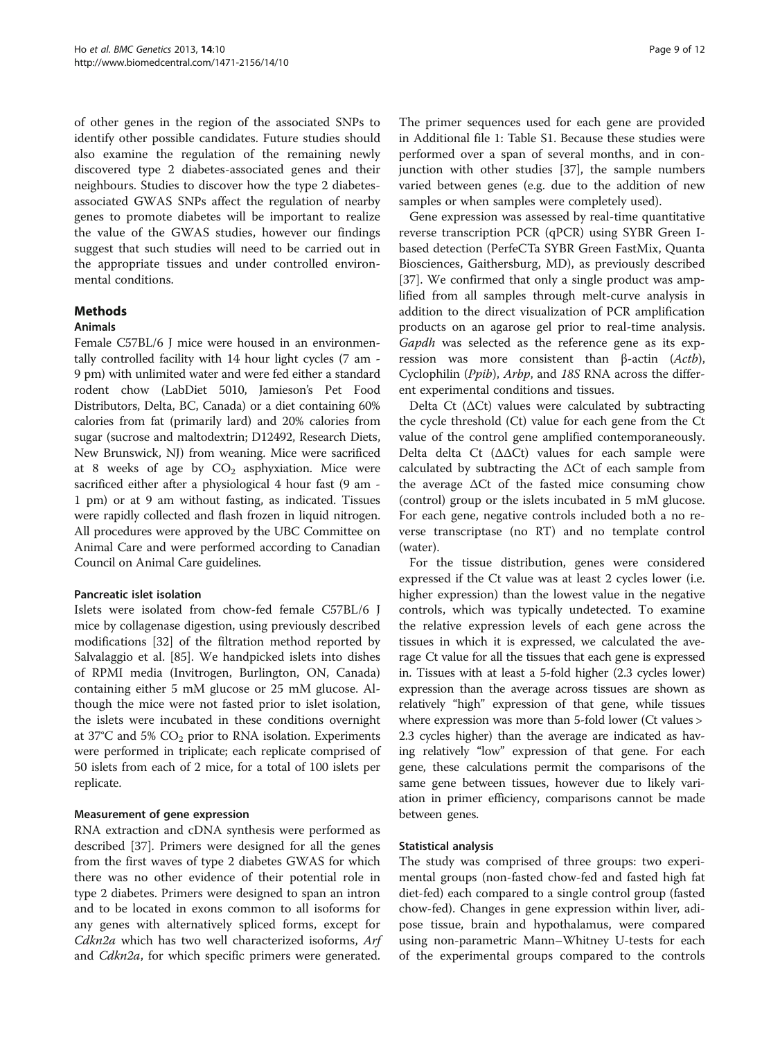of other genes in the region of the associated SNPs to identify other possible candidates. Future studies should also examine the regulation of the remaining newly discovered type 2 diabetes-associated genes and their neighbours. Studies to discover how the type 2 diabetes-associated GWAS SNPs affect the regulation of nearby genes to promote diabetes will be important to realize the value of the GWAS studies, however our findings suggest that such studies will need to be carried out in the appropriate tissues and under controlled environmental conditions.

## Methods

### Animals

Female C57BL/6 J mice were housed in an environmentally controlled facility with 14 hour light cycles (7 am - 9 pm) with unlimited water and were fed either a standard rodent chow (LabDiet 5010, Jamieson's Pet Food Distributors, Delta, BC, Canada) or a diet containing 60% calories from fat (primarily lard) and 20% calories from sugar (sucrose and maltodextrin; D12492, Research Diets, New Brunswick, NJ) from weaning. Mice were sacrificed at 8 weeks of age by $CO_2$ asphyxiation. Mice were sacrificed either after a physiological 4 hour fast (9 am - 1 pm) or at 9 am without fasting, as indicated. Tissues were rapidly collected and flash frozen in liquid nitrogen. All procedures were approved by the UBC Committee on Animal Care and were performed according to Canadian Council on Animal Care guidelines.

#### Pancreatic islet isolation

Islets were isolated from chow-fed female C57BL/6 J mice by collagenase digestion, using previously described modifications [32] of the filtration method reported by Salvalaggio et al. [85]. We handpicked islets into dishes of RPMI media (Invitrogen, Burlington, ON, Canada) containing either 5 mM glucose or 25 mM glucose. Although the mice were not fasted prior to islet isolation, the islets were incubated in these conditions overnight at 37°C and 5% $CO_2$ prior to RNA isolation. Experiments were performed in triplicate; each replicate comprised of 50 islets from each of 2 mice, for a total of 100 islets per replicate.

#### Measurement of gene expression

RNA extraction and cDNA synthesis were performed as described [37]. Primers were designed for all the genes from the first waves of type 2 diabetes GWAS for which there was no other evidence of their potential role in type 2 diabetes. Primers were designed to span an intron and to be located in exons common to all isoforms for any genes with alternatively spliced forms, except for *Cdkn2a* which has two well characterized isoforms, *Arf* and *Cdkn2a*, for which specific primers were generated. The primer sequences used for each gene are provided in Additional file 1: Table S1. Because these studies were performed over a span of several months, and in conjunction with other studies [37], the sample numbers varied between genes (e.g. due to the addition of new samples or when samples were completely used).

Gene expression was assessed by real-time quantitative reverse transcription PCR (qPCR) using SYBR Green I-based detection (PerfeCTa SYBR Green FastMix, Quanta Biosciences, Gaithersburg, MD), as previously described [37]. We confirmed that only a single product was amplified from all samples through melt-curve analysis in addition to the direct visualization of PCR amplification products on an agarose gel prior to real-time analysis. *Gapdh* was selected as the reference gene as its expression was more consistent than β-actin (*Actb*), Cyclophilin (*Ppib*), *Arbp*, and *18S* RNA across the different experimental conditions and tissues.

Delta Ct (ΔCt) values were calculated by subtracting the cycle threshold (Ct) value for each gene from the Ct value of the control gene amplified contemporaneously. Delta delta Ct (ΔΔCt) values for each sample were calculated by subtracting the ΔCt of each sample from the average ΔCt of the fasted mice consuming chow (control) group or the islets incubated in 5 mM glucose. For each gene, negative controls included both a no reverse transcriptase (no RT) and no template control (water).

For the tissue distribution, genes were considered expressed if the Ct value was at least 2 cycles lower (i.e. higher expression) than the lowest value in the negative controls, which was typically undetected. To examine the relative expression levels of each gene across the tissues in which it is expressed, we calculated the average Ct value for all the tissues that each gene is expressed in. Tissues with at least a 5-fold higher (2.3 cycles lower) expression than the average across tissues are shown as relatively "high" expression of that gene, while tissues where expression was more than 5-fold lower (Ct values > 2.3 cycles higher) than the average are indicated as having relatively "low" expression of that gene. For each gene, these calculations permit the comparisons of the same gene between tissues, however due to likely variation in primer efficiency, comparisons cannot be made between genes.

#### Statistical analysis

The study was comprised of three groups: two experimental groups (non-fasted chow-fed and fasted high fat diet-fed) each compared to a single control group (fasted chow-fed). Changes in gene expression within liver, adipose tissue, brain and hypothalamus, were compared using non-parametric Mann–Whitney U-tests for each of the experimental groups compared to the controls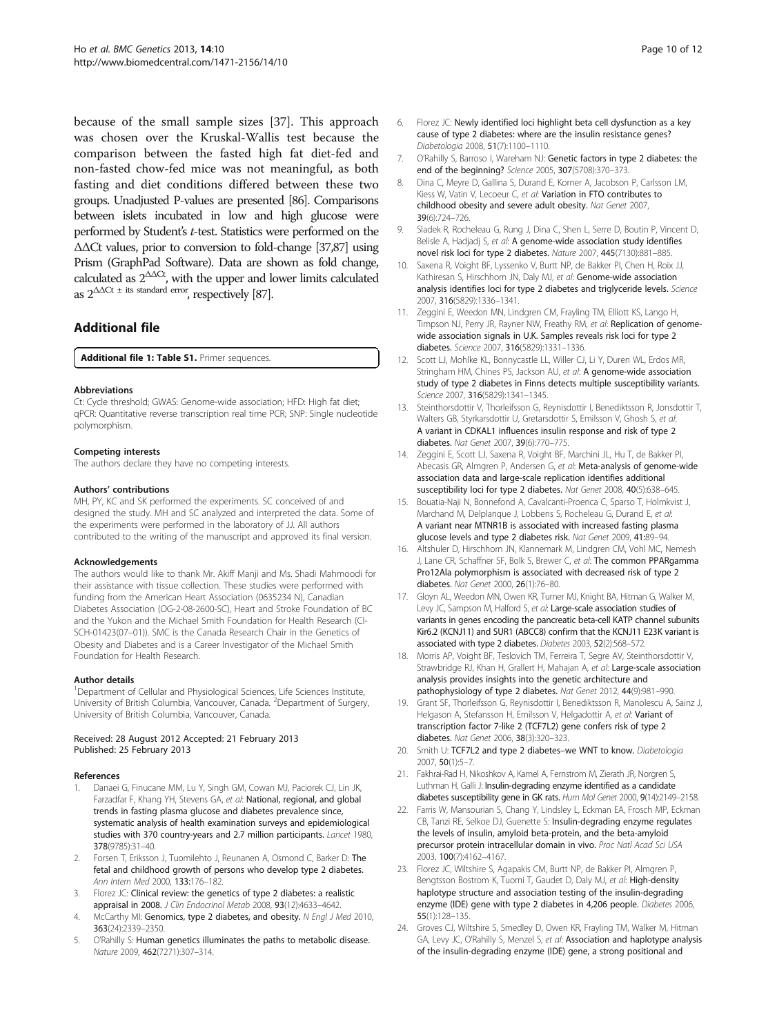because of the small sample sizes [37]. This approach was chosen over the Kruskal-Wallis test because the comparison between the fasted high fat diet-fed and non-fasted chow-fed mice was not meaningful, as both fasting and diet conditions differed between these two groups. Unadjusted P-values are presented [86]. Comparisons between islets incubated in low and high glucose were performed by Student's *t*-test. Statistics were performed on the ΔΔCt values, prior to conversion to fold-change [37,87] using Prism (GraphPad Software). Data are shown as fold change, calculated as $2^{\Delta\Delta Ct}$, with the upper and lower limits calculated as $2^{\Delta\Delta Ct \pm \text{its standard error}}$, respectively [87].

## Additional file

**Additional file 1: Table S1.** Primer sequences.

#### Abbreviations

Ct: Cycle threshold; GWAS: Genome-wide association; HFD: High fat diet; qPCR: Quantitative reverse transcription real time PCR; SNP: Single nucleotide polymorphism.

#### Competing interests

The authors declare they have no competing interests.

#### Authors' contributions

MH, PY, KC and SK performed the experiments. SC conceived of and designed the study. MH and SC analyzed and interpreted the data. Some of the experiments were performed in the laboratory of JJ. All authors contributed to the writing of the manuscript and approved its final version.

#### Acknowledgements

The authors would like to thank Mr. Akiff Manji and Ms. Shadi Mahmoodi for their assistance with tissue collection. These studies were performed with funding from the American Heart Association (0635234 N), Canadian Diabetes Association (OG-2-08-2600-SC), Heart and Stroke Foundation of BC and the Yukon and the Michael Smith Foundation for Health Research (CI-SCH-01423(07–01)). SMC is the Canada Research Chair in the Genetics of Obesity and Diabetes and is a Career Investigator of the Michael Smith Foundation for Health Research.

#### Author details

[1]Department of Cellular and Physiological Sciences, Life Sciences Institute, University of British Columbia, Vancouver, Canada. [2]Department of Surgery, University of British Columbia, Vancouver, Canada.

Received: 28 August 2012 Accepted: 21 February 2013
Published: 25 February 2013

#### References

1. Danaei G, Finucane MM, Lu Y, Singh GM, Cowan MJ, Paciorek CJ, Lin JK, Farzadfar F, Khang YH, Stevens GA, *et al*: **National, regional, and global trends in fasting plasma glucose and diabetes prevalence since, systematic analysis of health examination surveys and epidemiological studies with 370 country-years and 2.7 million participants.** *Lancet* 1980, **378**(9785):31–40.
2. Forsen T, Eriksson J, Tuomilehto J, Reunanen A, Osmond C, Barker D: **The fetal and childhood growth of persons who develop type 2 diabetes.** *Ann Intern Med* 2000, **133**:176–182.
3. Florez JC: **Clinical review: the genetics of type 2 diabetes: a realistic appraisal in 2008.** *J Clin Endocrinol Metab* 2008, **93**(12):4633–4642.
4. McCarthy MI: **Genomics, type 2 diabetes, and obesity.** *N Engl J Med* 2010, **363**(24):2339–2350.
5. O'Rahilly S: **Human genetics illuminates the paths to metabolic disease.** *Nature* 2009, **462**(7271):307–314.
6. Florez JC: **Newly identified loci highlight beta cell dysfunction as a key cause of type 2 diabetes: where are the insulin resistance genes?** *Diabetologia* 2008, **51**(7):1100–1110.
7. O'Rahilly S, Barroso I, Wareham NJ: **Genetic factors in type 2 diabetes: the end of the beginning?** *Science* 2005, **307**(5708):370–373.
8. Dina C, Meyre D, Gallina S, Durand E, Korner A, Jacobson P, Carlsson LM, Kiess W, Vatin V, Lecoeur C, *et al*: **Variation in FTO contributes to childhood obesity and severe adult obesity.** *Nat Genet* 2007, **39**(6):724–726.
9. Sladek R, Rocheleau G, Rung J, Dina C, Shen L, Serre D, Boutin P, Vincent D, Belisle A, Hadjadj S, *et al*: **A genome-wide association study identifies novel risk loci for type 2 diabetes.** *Nature* 2007, **445**(7130):881–885.
10. Saxena R, Voight BF, Lyssenko V, Burtt NP, de Bakker PI, Chen H, Roix JJ, Kathiresan S, Hirschhorn JN, Daly MJ, *et al*: **Genome-wide association analysis identifies loci for type 2 diabetes and triglyceride levels.** *Science* 2007, **316**(5829):1336–1341.
11. Zeggini E, Weedon MN, Lindgren CM, Frayling TM, Elliott KS, Lango H, Timpson NJ, Perry JR, Rayner NW, Freathy RM, *et al*: **Replication of genome-wide association signals in U.K. Samples reveals risk loci for type 2 diabetes.** *Science* 2007, **316**(5829):1331–1336.
12. Scott LJ, Mohlke KL, Bonnycastle LL, Willer CJ, Li Y, Duren WL, Erdos MR, Stringham HM, Chines PS, Jackson AU, *et al*: **A genome-wide association study of type 2 diabetes in Finns detects multiple susceptibility variants.** *Science* 2007, **316**(5829):1341–1345.
13. Steinthorsdottir V, Thorleifsson G, Reynisdottir I, Benediktsson R, Jonsdottir T, Walters GB, Styrkarsdottir U, Gretarsdottir S, Emilsson V, Ghosh S, *et al*: **A variant in CDKAL1 influences insulin response and risk of type 2 diabetes.** *Nat Genet* 2007, **39**(6):770–775.
14. Zeggini E, Scott LJ, Saxena R, Voight BF, Marchini JL, Hu T, de Bakker PI, Abecasis GR, Almgren P, Andersen G, *et al*: **Meta-analysis of genome-wide association data and large-scale replication identifies additional susceptibility loci for type 2 diabetes.** *Nat Genet* 2008, **40**(5):638–645.
15. Bouatia-Naji N, Bonnefond A, Cavalcanti-Proenca C, Sparso T, Holmkvist J, Marchand M, Delplanque J, Lobbens S, Rocheleau G, Durand E, *et al*: **A variant near MTNR1B is associated with increased fasting plasma glucose levels and type 2 diabetes risk.** *Nat Genet* 2009, **41**:89–94.
16. Altshuler D, Hirschhorn JN, Klannemark M, Lindgren CM, Vohl MC, Nemesh J, Lane CR, Schaffner SF, Bolk S, Brewer C, *et al*: **The common PPARgamma Pro12Ala polymorphism is associated with decreased risk of type 2 diabetes.** *Nat Genet* 2000, **26**(1):76–80.
17. Gloyn AL, Weedon MN, Owen KR, Turner MJ, Knight BA, Hitman G, Walker M, Levy JC, Sampson M, Halford S, *et al*: **Large-scale association studies of variants in genes encoding the pancreatic beta-cell KATP channel subunits Kir6.2 (KCNJ11) and SUR1 (ABCC8) confirm that the KCNJ11 E23K variant is associated with type 2 diabetes.** *Diabetes* 2003, **52**(2):568–572.
18. Morris AP, Voight BF, Teslovich TM, Ferreira T, Segre AV, Steinthorsdottir V, Strawbridge RJ, Khan H, Grallert H, Mahajan A, *et al*: **Large-scale association analysis provides insights into the genetic architecture and pathophysiology of type 2 diabetes.** *Nat Genet* 2012, **44**(9):981–990.
19. Grant SF, Thorleifsson G, Reynisdottir I, Benediktsson R, Manolescu A, Sainz J, Helgason A, Stefansson H, Emilsson V, Helgadottir A, *et al*: **Variant of transcription factor 7-like 2 (TCF7L2) gene confers risk of type 2 diabetes.** *Nat Genet* 2006, **38**(3):320–323.
20. Smith U: **TCF7L2 and type 2 diabetes–we WNT to know.** *Diabetologia* 2007, **50**(1):5–7.
21. Fakhrai-Rad H, Nikoshkov A, Kamel A, Fernstrom M, Zierath JR, Norgren S, Luthman H, Galli J: **Insulin-degrading enzyme identified as a candidate diabetes susceptibility gene in GK rats.** *Hum Mol Genet* 2000, **9**(14):2149–2158.
22. Farris W, Mansourian S, Chang Y, Lindsley L, Eckman EA, Frosch MP, Eckman CB, Tanzi RE, Selkoe DJ, Guenette S: **Insulin-degrading enzyme regulates the levels of insulin, amyloid beta-protein, and the beta-amyloid precursor protein intracellular domain in vivo.** *Proc Natl Acad Sci USA* 2003, **100**(7):4162–4167.
23. Florez JC, Wiltshire S, Agapakis CM, Burtt NP, de Bakker PI, Almgren P, Bengtsson Bostrom K, Tuomi T, Gaudet D, Daly MJ, *et al*: **High-density haplotype structure and association testing of the insulin-degrading enzyme (IDE) gene with type 2 diabetes in 4,206 people.** *Diabetes* 2006, **55**(1):128–135.
24. Groves CJ, Wiltshire S, Smedley D, Owen KR, Frayling TM, Walker M, Hitman GA, Levy JC, O'Rahilly S, Menzel S, *et al*: **Association and haplotype analysis of the insulin-degrading enzyme (IDE) gene, a strong positional and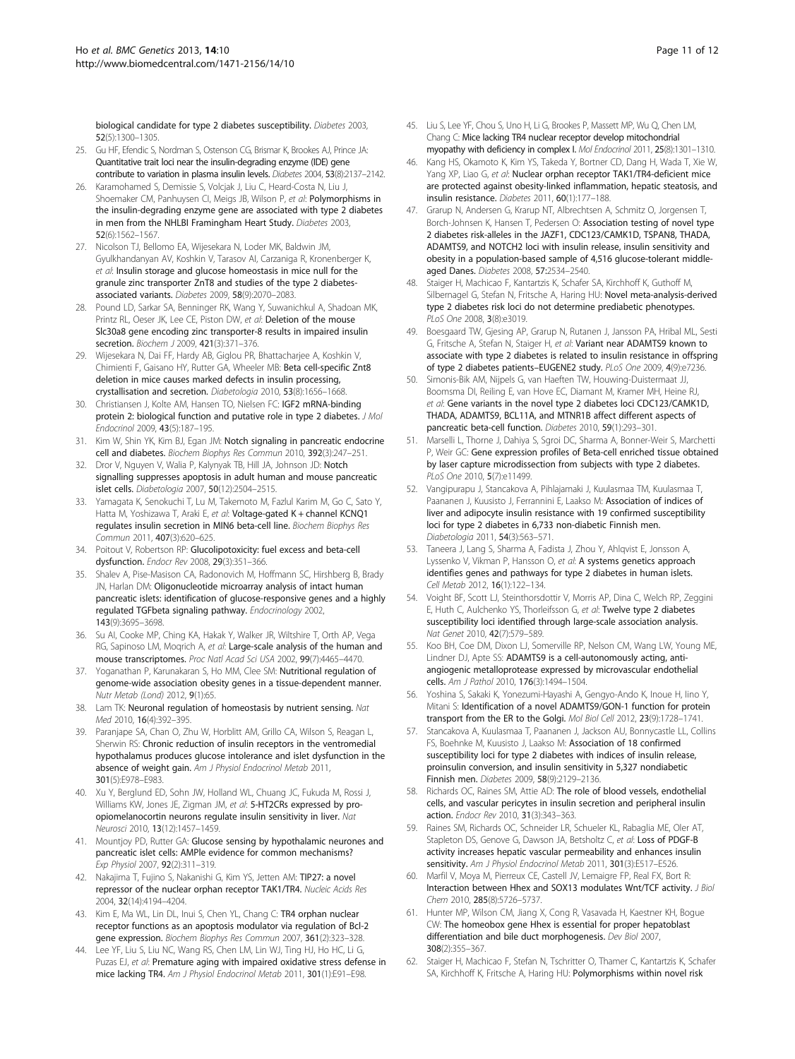biological candidate for type 2 diabetes susceptibility. *Diabetes* 2003, **52**(5):1300–1305.

25. Gu HF, Efendic S, Nordman S, Ostenson CG, Brismar K, Brookes AJ, Prince JA: **Quantitative trait loci near the insulin-degrading enzyme (IDE) gene contribute to variation in plasma insulin levels.** *Diabetes* 2004, **53**(8):2137–2142.
26. Karamohamed S, Demissie S, Volcjak J, Liu C, Heard-Costa N, Liu J, Shoemaker CM, Panhuysen CI, Meigs JB, Wilson P, *et al*: **Polymorphisms in the insulin-degrading enzyme gene are associated with type 2 diabetes in men from the NHLBI Framingham Heart Study.** *Diabetes* 2003, **52**(6):1562–1567.
27. Nicolson TJ, Bellomo EA, Wijesekara N, Loder MK, Baldwin JM, Gyulkhandanyan AV, Koshkin V, Tarasov AI, Carzaniga R, Kronenberger K, *et al*: **Insulin storage and glucose homeostasis in mice null for the granule zinc transporter ZnT8 and studies of the type 2 diabetes-associated variants.** *Diabetes* 2009, **58**(9):2070–2083.
28. Pound LD, Sarkar SA, Benninger RK, Wang Y, Suwanichkul A, Shadoan MK, Printz RL, Oeser JK, Lee CE, Piston DW, *et al*: **Deletion of the mouse Slc30a8 gene encoding zinc transporter-8 results in impaired insulin secretion.** *Biochem J* 2009, **421**(3):371–376.
29. Wijesekara N, Dai FF, Hardy AB, Giglou PR, Bhattacharjee A, Koshkin V, Chimienti F, Gaisano HY, Rutter GA, Wheeler MB: **Beta cell-specific Znt8 deletion in mice causes marked defects in insulin processing, crystallisation and secretion.** *Diabetologia* 2010, **53**(8):1656–1668.
30. Christiansen J, Kolte AM, Hansen TO, Nielsen FC: **IGF2 mRNA-binding protein 2: biological function and putative role in type 2 diabetes.** *J Mol Endocrinol* 2009, **43**(5):187–195.
31. Kim W, Shin YK, Kim BJ, Egan JM: **Notch signaling in pancreatic endocrine cell and diabetes.** *Biochem Biophys Res Commun* 2010, **392**(3):247–251.
32. Dror V, Nguyen V, Walia P, Kalynyak TB, Hill JA, Johnson JD: **Notch signalling suppresses apoptosis in adult human and mouse pancreatic islet cells.** *Diabetologia* 2007, **50**(12):2504–2515.
33. Yamagata K, Senokuchi T, Lu M, Takemoto M, Fazlul Karim M, Go C, Sato Y, Hatta M, Yoshizawa T, Araki E, *et al*: **Voltage-gated K + channel KCNQ1 regulates insulin secretion in MIN6 beta-cell line.** *Biochem Biophys Res Commun* 2011, **407**(3):620–625.
34. Poitout V, Robertson RP: **Glucolipotoxicity: fuel excess and beta-cell dysfunction.** *Endocr Rev* 2008, **29**(3):351–366.
35. Shalev A, Pise-Masison CA, Radonovich M, Hoffmann SC, Hirshberg B, Brady JN, Harlan DM: **Oligonucleotide microarray analysis of intact human pancreatic islets: identification of glucose-responsive genes and a highly regulated TGFbeta signaling pathway.** *Endocrinology* 2002, **143**(9):3695–3698.
36. Su AI, Cooke MP, Ching KA, Hakak Y, Walker JR, Wiltshire T, Orth AP, Vega RG, Sapinoso LM, Moqrich A, *et al*: **Large-scale analysis of the human and mouse transcriptomes.** *Proc Natl Acad Sci USA* 2002, **99**(7):4465–4470.
37. Yoganathan P, Karunakaran S, Ho MM, Clee SM: **Nutritional regulation of genome-wide association obesity genes in a tissue-dependent manner.** *Nutr Metab (Lond)* 2012, **9**(1):65.
38. Lam TK: **Neuronal regulation of homeostasis by nutrient sensing.** *Nat Med* 2010, **16**(4):392–395.
39. Paranjape SA, Chan O, Zhu W, Horblitt AM, Grillo CA, Wilson S, Reagan L, Sherwin RS: **Chronic reduction of insulin receptors in the ventromedial hypothalamus produces glucose intolerance and islet dysfunction in the absence of weight gain.** *Am J Physiol Endocrinol Metab* 2011, **301**(5):E978–E983.
40. Xu Y, Berglund ED, Sohn JW, Holland WL, Chuang JC, Fukuda M, Rossi J, Williams KW, Jones JE, Zigman JM, *et al*: **5-HT2CRs expressed by pro-opiomelanocortin neurons regulate insulin sensitivity in liver.** *Nat Neurosci* 2010, **13**(12):1457–1459.
41. Mountjoy PD, Rutter GA: **Glucose sensing by hypothalamic neurones and pancreatic islet cells: AMPle evidence for common mechanisms?** *Exp Physiol* 2007, **92**(2):311–319.
42. Nakajima T, Fujino S, Nakanishi G, Kim YS, Jetten AM: **TIP27: a novel repressor of the nuclear orphan receptor TAK1/TR4.** *Nucleic Acids Res* 2004, **32**(14):4194–4204.
43. Kim E, Ma WL, Lin DL, Inui S, Chen YL, Chang C: **TR4 orphan nuclear receptor functions as an apoptosis modulator via regulation of Bcl-2 gene expression.** *Biochem Biophys Res Commun* 2007, **361**(2):323–328.
44. Lee YF, Liu S, Liu NC, Wang RS, Chen LM, Lin WJ, Ting HJ, Ho HC, Li G, Puzas EJ, *et al*: **Premature aging with impaired oxidative stress defense in mice lacking TR4.** *Am J Physiol Endocrinol Metab* 2011, **301**(1):E91–E98.
45. Liu S, Lee YF, Chou S, Uno H, Li G, Brookes P, Massett MP, Wu Q, Chen LM, Chang C: **Mice lacking TR4 nuclear receptor develop mitochondrial myopathy with deficiency in complex I.** *Mol Endocrinol* 2011, **25**(8):1301–1310.
46. Kang HS, Okamoto K, Kim YS, Takeda Y, Bortner CD, Dang H, Wada T, Xie W, Yang XP, Liao G, *et al*: **Nuclear orphan receptor TAK1/TR4-deficient mice are protected against obesity-linked inflammation, hepatic steatosis, and insulin resistance.** *Diabetes* 2011, **60**(1):177–188.
47. Grarup N, Andersen G, Krarup NT, Albrechtsen A, Schmitz O, Jorgensen T, Borch-Johnsen K, Hansen T, Pedersen O: **Association testing of novel type 2 diabetes risk-alleles in the JAZF1, CDC123/CAMK1D, TSPAN8, THADA, ADAMTS9, and NOTCH2 loci with insulin release, insulin sensitivity and obesity in a population-based sample of 4,516 glucose-tolerant middle-aged Danes.** *Diabetes* 2008, **57**:2534–2540.
48. Staiger H, Machicao F, Kantartzis K, Schafer SA, Kirchhoff K, Guthoff M, Silbernagel G, Stefan N, Fritsche A, Haring HU: **Novel meta-analysis-derived type 2 diabetes risk loci do not determine prediabetic phenotypes.** *PLoS One* 2008, **3**(8):e3019.
49. Boesgaard TW, Gjesing AP, Grarup N, Rutanen J, Jansson PA, Hribal ML, Sesti G, Fritsche A, Stefan N, Staiger H, *et al*: **Variant near ADAMTS9 known to associate with type 2 diabetes is related to insulin resistance in offspring of type 2 diabetes patients–EUGENE2 study.** *PLoS One* 2009, **4**(9):e7236.
50. Simonis-Bik AM, Nijpels G, van Haeften TW, Houwing-Duistermaat JJ, Boomsma DI, Reiling E, van Hove EC, Diamant M, Kramer MH, Heine RJ, *et al*: **Gene variants in the novel type 2 diabetes loci CDC123/CAMK1D, THADA, ADAMTS9, BCL11A, and MTNR1B affect different aspects of pancreatic beta-cell function.** *Diabetes* 2010, **59**(1):293–301.
51. Marselli L, Thorne J, Dahiya S, Sgroi DC, Sharma A, Bonner-Weir S, Marchetti P, Weir GC: **Gene expression profiles of Beta-cell enriched tissue obtained by laser capture microdissection from subjects with type 2 diabetes.** *PLoS One* 2010, **5**(7):e11499.
52. Vangipurapu J, Stancakova A, Pihlajamaki J, Kuulasmaa TM, Kuulasmaa T, Paananen J, Kuusisto J, Ferrannini E, Laakso M: **Association of indices of liver and adipocyte insulin resistance with 19 confirmed susceptibility loci for type 2 diabetes in 6,733 non-diabetic Finnish men.** *Diabetologia* 2011, **54**(3):563–571.
53. Taneera J, Lang S, Sharma A, Fadista J, Zhou Y, Ahlqvist E, Jonsson A, Lyssenko V, Vikman P, Hansson O, *et al*: **A systems genetics approach identifies genes and pathways for type 2 diabetes in human islets.** *Cell Metab* 2012, **16**(1):122–134.
54. Voight BF, Scott LJ, Steinthorsdottir V, Morris AP, Dina C, Welch RP, Zeggini E, Huth C, Aulchenko YS, Thorleifsson G, *et al*: **Twelve type 2 diabetes susceptibility loci identified through large-scale association analysis.** *Nat Genet* 2010, **42**(7):579–589.
55. Koo BH, Coe DM, Dixon LJ, Somerville RP, Nelson CM, Wang LW, Young ME, Lindner DJ, Apte SS: **ADAMTS9 is a cell-autonomously acting, anti-angiogenic metalloprotease expressed by microvascular endothelial cells.** *Am J Pathol* 2010, **176**(3):1494–1504.
56. Yoshina S, Sakaki K, Yonezumi-Hayashi A, Gengyo-Ando K, Inoue H, Iino Y, Mitani S: **Identification of a novel ADAMTS9/GON-1 function for protein transport from the ER to the Golgi.** *Mol Biol Cell* 2012, **23**(9):1728–1741.
57. Stancakova A, Kuulasmaa T, Paananen J, Jackson AU, Bonnycastle LL, Collins FS, Boehnke M, Kuusisto J, Laakso M: **Association of 18 confirmed susceptibility loci for type 2 diabetes with indices of insulin release, proinsulin conversion, and insulin sensitivity in 5,327 nondiabetic Finnish men.** *Diabetes* 2009, **58**(9):2129–2136.
58. Richards OC, Raines SM, Attie AD: **The role of blood vessels, endothelial cells, and vascular pericytes in insulin secretion and peripheral insulin action.** *Endocr Rev* 2010, **31**(3):343–363.
59. Raines SM, Richards OC, Schneider LR, Schueler KL, Rabaglia ME, Oler AT, Stapleton DS, Genove G, Dawson JA, Betsholtz C, *et al*: **Loss of PDGF-B activity increases hepatic vascular permeability and enhances insulin sensitivity.** *Am J Physiol Endocrinol Metab* 2011, **301**(3):E517–E526.
60. Marfil V, Moya M, Pierreux CE, Castell JV, Lemaigre FP, Real FX, Bort R: **Interaction between Hhex and SOX13 modulates Wnt/TCF activity.** *J Biol Chem* 2010, **285**(8):5726–5737.
61. Hunter MP, Wilson CM, Jiang X, Cong R, Vasavada H, Kaestner KH, Bogue CW: **The homeobox gene Hhex is essential for proper hepatoblast differentiation and bile duct morphogenesis.** *Dev Biol* 2007, **308**(2):355–367.
62. Staiger H, Machicao F, Stefan N, Tschritter O, Thamer C, Kantartzis K, Schafer SA, Kirchhoff K, Fritsche A, Haring HU: **Polymorphisms within novel risk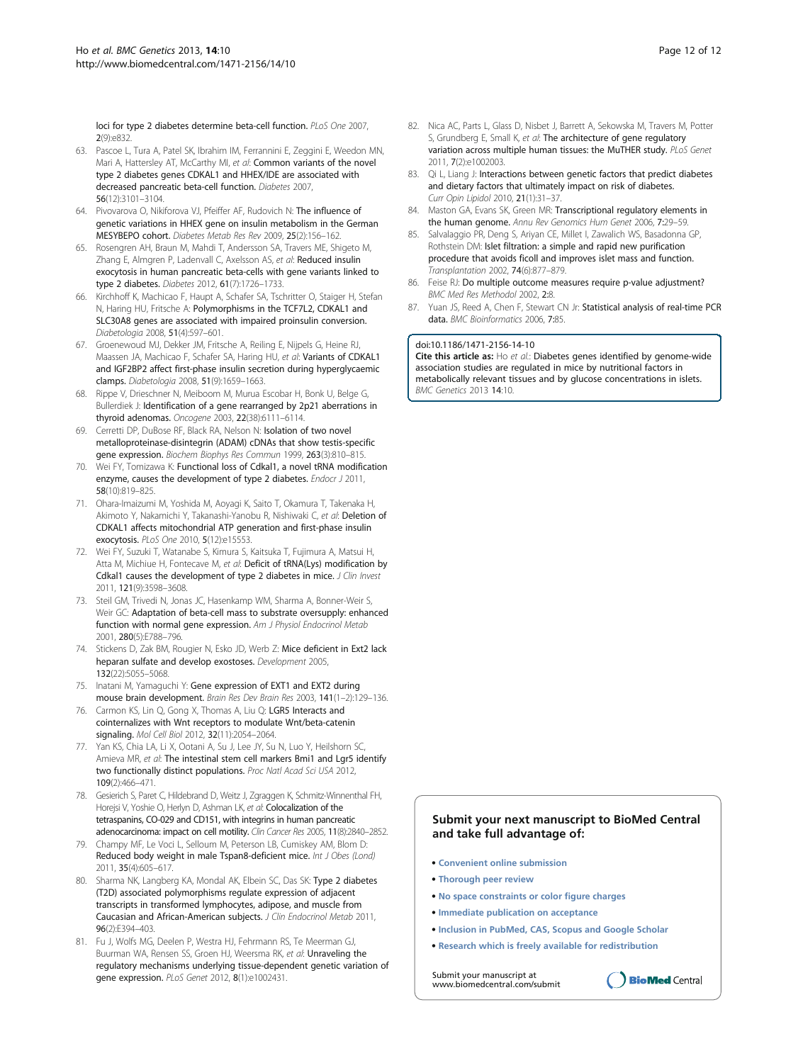loci for type 2 diabetes determine beta-cell function. *PLoS One* 2007, 2(9):e832.

63. Pascoe L, Tura A, Patel SK, Ibrahim IM, Ferrannini E, Zeggini E, Weedon MN, Mari A, Hattersley AT, McCarthy MI, *et al*: Common variants of the novel type 2 diabetes genes CDKAL1 and HHEX/IDE are associated with decreased pancreatic beta-cell function. *Diabetes* 2007, 56(12):3101–3104.
64. Pivovarova O, Nikiforova VJ, Pfeiffer AF, Rudovich N: The influence of genetic variations in HHEX gene on insulin metabolism in the German MESYBEPO cohort. *Diabetes Metab Res Rev* 2009, 25(2):156–162.
65. Rosengren AH, Braun M, Mahdi T, Andersson SA, Travers ME, Shigeto M, Zhang E, Almgren P, Ladenvall C, Axelsson AS, *et al*: Reduced insulin exocytosis in human pancreatic beta-cells with gene variants linked to type 2 diabetes. *Diabetes* 2012, 61(7):1726–1733.
66. Kirchhoff K, Machicao F, Haupt A, Schafer SA, Tschritter O, Staiger H, Stefan N, Haring HU, Fritsche A: Polymorphisms in the TCF7L2, CDKAL1 and SLC30A8 genes are associated with impaired proinsulin conversion. *Diabetologia* 2008, 51(4):597–601.
67. Groenewoud MJ, Dekker JM, Fritsche A, Reiling E, Nijpels G, Heine RJ, Maassen JA, Machicao F, Schafer SA, Haring HU, *et al*: Variants of CDKAL1 and IGF2BP2 affect first-phase insulin secretion during hyperglycaemic clamps. *Diabetologia* 2008, 51(9):1659–1663.
68. Rippe V, Drieschner N, Meiboom M, Murua Escobar H, Bonk U, Belge G, Bullerdiek J: Identification of a gene rearranged by 2p21 aberrations in thyroid adenomas. *Oncogene* 2003, 22(38):6111–6114.
69. Cerretti DP, DuBose RF, Black RA, Nelson N: Isolation of two novel metalloproteinase-disintegrin (ADAM) cDNAs that show testis-specific gene expression. *Biochem Biophys Res Commun* 1999, 263(3):810–815.
70. Wei FY, Tomizawa K: Functional loss of Cdkal1, a novel tRNA modification enzyme, causes the development of type 2 diabetes. *Endocr J* 2011, 58(10):819–825.
71. Ohara-Imaizumi M, Yoshida M, Aoyagi K, Saito T, Okamura T, Takenaka H, Akimoto Y, Nakamichi Y, Takanashi-Yanobu R, Nishiwaki C, *et al*: Deletion of CDKAL1 affects mitochondrial ATP generation and first-phase insulin exocytosis. *PLoS One* 2010, 5(12):e15553.
72. Wei FY, Suzuki T, Watanabe S, Kimura S, Kaitsuka T, Fujimura A, Matsui H, Atta M, Michiue H, Fontecave M, *et al*: Deficit of tRNA(Lys) modification by Cdkal1 causes the development of type 2 diabetes in mice. *J Clin Invest* 2011, 121(9):3598–3608.
73. Steil GM, Trivedi N, Jonas JC, Hasenkamp WM, Sharma A, Bonner-Weir S, Weir GC: Adaptation of beta-cell mass to substrate oversupply: enhanced function with normal gene expression. *Am J Physiol Endocrinol Metab* 2001, 280(5):E788–796.
74. Stickens D, Zak BM, Rougier N, Esko JD, Werb Z: Mice deficient in Ext2 lack heparan sulfate and develop exostoses. *Development* 2005, 132(22):5055–5068.
75. Inatani M, Yamaguchi Y: Gene expression of EXT1 and EXT2 during mouse brain development. *Brain Res Dev Brain Res* 2003, 141(1–2):129–136.
76. Carmon KS, Lin Q, Gong X, Thomas A, Liu Q: LGR5 Interacts and cointernalizes with Wnt receptors to modulate Wnt/beta-catenin signaling. *Mol Cell Biol* 2012, 32(11):2054–2064.
77. Yan KS, Chia LA, Li X, Ootani A, Su J, Lee JY, Su N, Luo Y, Heilshorn SC, Amieva MR, *et al*: The intestinal stem cell markers Bmi1 and Lgr5 identify two functionally distinct populations. *Proc Natl Acad Sci USA* 2012, 109(2):466–471.
78. Gesierich S, Paret C, Hildebrand D, Weitz J, Zgraggen K, Schmitz-Winnenthal FH, Horejsi V, Yoshie O, Herlyn D, Ashman LK, *et al*: Colocalization of the tetraspanins, CO-029 and CD151, with integrins in human pancreatic adenocarcinoma: impact on cell motility. *Clin Cancer Res* 2005, 11(8):2840–2852.
79. Champy MF, Le Voci L, Selloum M, Peterson LB, Cumiskey AM, Blom D: Reduced body weight in male Tspan8-deficient mice. *Int J Obes (Lond)* 2011, 35(4):605–617.
80. Sharma NK, Langberg KA, Mondal AK, Elbein SC, Das SK: Type 2 diabetes (T2D) associated polymorphisms regulate expression of adjacent transcripts in transformed lymphocytes, adipose, and muscle from Caucasian and African-American subjects. *J Clin Endocrinol Metab* 2011, 96(2):E394–403.
81. Fu J, Wolfs MG, Deelen P, Westra HJ, Fehrmann RS, Te Meerman GJ, Buurman WA, Rensen SS, Groen HJ, Weersma RK, *et al*: Unraveling the regulatory mechanisms underlying tissue-dependent genetic variation of gene expression. *PLoS Genet* 2012, 8(1):e1002431.
82. Nica AC, Parts L, Glass D, Nisbet J, Barrett A, Sekowska M, Travers M, Potter S, Grundberg E, Small K, *et al*: The architecture of gene regulatory variation across multiple human tissues: the MuTHER study. *PLoS Genet* 2011, 7(2):e1002003.
83. Qi L, Liang J: Interactions between genetic factors that predict diabetes and dietary factors that ultimately impact on risk of diabetes. *Curr Opin Lipidol* 2010, 21(1):31–37.
84. Maston GA, Evans SK, Green MR: Transcriptional regulatory elements in the human genome. *Annu Rev Genomics Hum Genet* 2006, 7:29–59.
85. Salvalaggio PR, Deng S, Ariyan CE, Millet I, Zawalich WS, Basadonna GP, Rothstein DM: Islet filtration: a simple and rapid new purification procedure that avoids ficoll and improves islet mass and function. *Transplantation* 2002, 74(6):877–879.
86. Feise RJ: Do multiple outcome measures require p-value adjustment? *BMC Med Res Methodol* 2002, 2:8.
87. Yuan JS, Reed A, Chen F, Stewart CN Jr: Statistical analysis of real-time PCR data. *BMC Bioinformatics* 2006, 7:85.

doi:10.1186/1471-2156-14-10

**Cite this article as:** Ho *et al.*: Diabetes genes identified by genome-wide association studies are regulated in mice by nutritional factors in metabolically relevant tissues and by glucose concentrations in islets. *BMC Genetics* 2013 14:10.